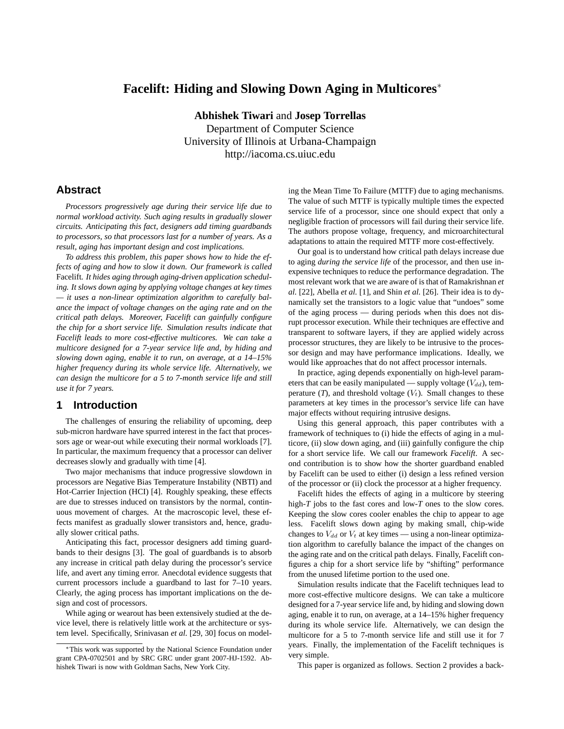# Facelift: Hiding and Slowing Down Aging in Multicores*

**Abhishek Tiwari** and **Josep Torrellas**
Department of Computer Science
University of Illinois at Urbana-Champaign
http://iacoma.cs.uiuc.edu

## Abstract

*Processors progressively age during their service life due to normal workload activity. Such aging results in gradually slower circuits. Anticipating this fact, designers add timing guardbands to processors, so that processors last for a number of years. As a result, aging has important design and cost implications.*

*To address this problem, this paper shows how to hide the effects of aging and how to slow it down. Our framework is called* Facelift. *It hides aging through aging-driven application scheduling. It slows down aging by applying voltage changes at key times — it uses a non-linear optimization algorithm to carefully balance the impact of voltage changes on the aging rate and on the critical path delays. Moreover, Facelift can gainfully configure the chip for a short service life. Simulation results indicate that Facelift leads to more cost-effective multicores. We can take a multicore designed for a 7-year service life and, by hiding and slowing down aging, enable it to run, on average, at a 14–15% higher frequency during its whole service life. Alternatively, we can design the multicore for a 5 to 7-month service life and still use it for 7 years.*

## 1 Introduction

The challenges of ensuring the reliability of upcoming, deep sub-micron hardware have spurred interest in the fact that processors age or wear-out while executing their normal workloads [7]. In particular, the maximum frequency that a processor can deliver decreases slowly and gradually with time [4].

Two major mechanisms that induce progressive slowdown in processors are Negative Bias Temperature Instability (NBTI) and Hot-Carrier Injection (HCI) [4]. Roughly speaking, these effects are due to stresses induced on transistors by the normal, continuous movement of charges. At the macroscopic level, these effects manifest as gradually slower transistors and, hence, gradually slower critical paths.

Anticipating this fact, processor designers add timing guardbands to their designs [3]. The goal of guardbands is to absorb any increase in critical path delay during the processor's service life, and avert any timing error. Anecdotal evidence suggests that current processors include a guardband to last for 7–10 years. Clearly, the aging process has important implications on the design and cost of processors.

While aging or wearout has been extensively studied at the device level, there is relatively little work at the architecture or system level. Specifically, Srinivasan *et al.* [29, 30] focus on modeling the Mean Time To Failure (MTTF) due to aging mechanisms. The value of such MTTF is typically multiple times the expected service life of a processor, since one should expect that only a negligible fraction of processors will fail during their service life. The authors propose voltage, frequency, and microarchitectural adaptations to attain the required MTTF more cost-effectively.

Our goal is to understand how critical path delays increase due to aging *during the service life* of the processor, and then use inexpensive techniques to reduce the performance degradation. The most relevant work that we are aware of is that of Ramakrishnan *et al.* [22], Abella *et al.* [1], and Shin *et al.* [26]. Their idea is to dynamically set the transistors to a logic value that "undoes" some of the aging process — during periods when this does not disrupt processor execution. While their techniques are effective and transparent to software layers, if they are applied widely across processor structures, they are likely to be intrusive to the processor design and may have performance implications. Ideally, we would like approaches that do not affect processor internals.

In practice, aging depends exponentially on high-level parameters that can be easily manipulated — supply voltage ($V_{dd}$), temperature (*T*), and threshold voltage ($V_t$). Small changes to these parameters at key times in the processor's service life can have major effects without requiring intrusive designs.

Using this general approach, this paper contributes with a framework of techniques to (i) hide the effects of aging in a multicore, (ii) slow down aging, and (iii) gainfully configure the chip for a short service life. We call our framework *Facelift*. A second contribution is to show how the shorter guardband enabled by Facelift can be used to either (i) design a less refined version of the processor or (ii) clock the processor at a higher frequency.

Facelift hides the effects of aging in a multicore by steering high-*T* jobs to the fast cores and low-*T* ones to the slow cores. Keeping the slow cores cooler enables the chip to appear to age less. Facelift slows down aging by making small, chip-wide changes to $V_{dd}$ or $V_t$ at key times — using a non-linear optimization algorithm to carefully balance the impact of the changes on the aging rate and on the critical path delays. Finally, Facelift configures a chip for a short service life by "shifting" performance from the unused lifetime portion to the used one.

Simulation results indicate that the Facelift techniques lead to more cost-effective multicore designs. We can take a multicore designed for a 7-year service life and, by hiding and slowing down aging, enable it to run, on average, at a 14–15% higher frequency during its whole service life. Alternatively, we can design the multicore for a 5 to 7-month service life and still use it for 7 years. Finally, the implementation of the Facelift techniques is very simple.

This paper is organized as follows. Section 2 provides a back-

*This work was supported by the National Science Foundation under grant CPA-0702501 and by SRC GRC under grant 2007-HJ-1592. Abhishek Tiwari is now with Goldman Sachs, New York City.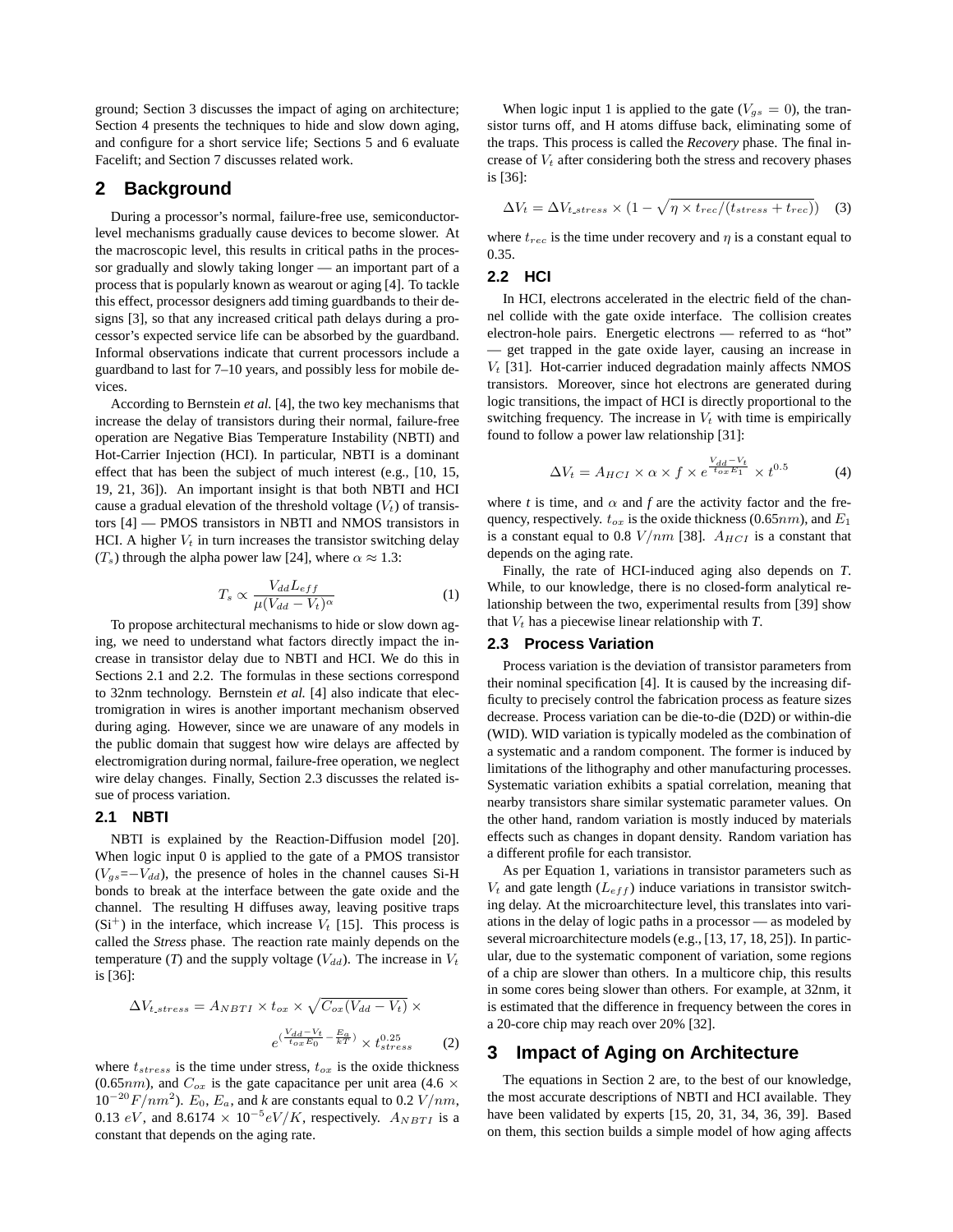ground; Section 3 discusses the impact of aging on architecture; Section 4 presents the techniques to hide and slow down aging, and configure for a short service life; Sections 5 and 6 evaluate Facelift; and Section 7 discusses related work.

## 2 Background

During a processor's normal, failure-free use, semiconductor-level mechanisms gradually cause devices to become slower. At the macroscopic level, this results in critical paths in the processor gradually and slowly taking longer — an important part of a process that is popularly known as wearout or aging [4]. To tackle this effect, processor designers add timing guardbands to their designs [3], so that any increased critical path delays during a processor's expected service life can be absorbed by the guardband. Informal observations indicate that current processors include a guardband to last for 7–10 years, and possibly less for mobile devices.

According to Bernstein *et al.* [4], the two key mechanisms that increase the delay of transistors during their normal, failure-free operation are Negative Bias Temperature Instability (NBTI) and Hot-Carrier Injection (HCI). In particular, NBTI is a dominant effect that has been the subject of much interest (e.g., [10, 15, 19, 21, 36]). An important insight is that both NBTI and HCI cause a gradual elevation of the threshold voltage ($V_t$) of transistors [4] — PMOS transistors in NBTI and NMOS transistors in HCI. A higher $V_t$ in turn increases the transistor switching delay ($T_s$) through the alpha power law [24], where $\alpha \approx 1.3$:

$$T_s \propto \frac{V_{dd} L_{eff}}{\mu (V_{dd} - V_t)^{\alpha}} \tag{1}$$

To propose architectural mechanisms to hide or slow down aging, we need to understand what factors directly impact the increase in transistor delay due to NBTI and HCI. We do this in Sections 2.1 and 2.2. The formulas in these sections correspond to 32nm technology. Bernstein *et al.* [4] also indicate that electromigration in wires is another important mechanism observed during aging. However, since we are unaware of any models in the public domain that suggest how wire delays are affected by electromigration during normal, failure-free operation, we neglect wire delay changes. Finally, Section 2.3 discusses the related issue of process variation.

### 2.1 NBTI

NBTI is explained by the Reaction-Diffusion model [20]. When logic input 0 is applied to the gate of a PMOS transistor ($V_{gs}$=$-V_{dd}$), the presence of holes in the channel causes Si-H bonds to break at the interface between the gate oxide and the channel. The resulting H diffuses away, leaving positive traps ($Si^+$) in the interface, which increase $V_t$ [15]. This process is called the *Stress* phase. The reaction rate mainly depends on the temperature (*T*) and the supply voltage ($V_{dd}$). The increase in $V_t$ is [36]:

$$\Delta V_{t\_stress} = A_{NBTI} \times t_{ox} \times \sqrt{C_{ox}(V_{dd} - V_t)} \times e^{\left(\frac{V_{dd}-V_t}{t_{ox}E_0} - \frac{E_a}{kT}\right)} \times t_{stress}^{0.25} \tag{2}$$

where $t_{stress}$ is the time under stress, $t_{ox}$ is the oxide thickness ($0.65nm$), and $C_{ox}$ is the gate capacitance per unit area ($4.6 \times 10^{-20} F/nm^2$). $E_0$, $E_a$, and *k* are constants equal to $0.2\ V/nm$, $0.13\ eV$, and $8.6174 \times 10^{-5} eV/K$, respectively. $A_{NBTI}$ is a constant that depends on the aging rate.

When logic input 1 is applied to the gate ($V_{gs} = 0$), the transistor turns off, and H atoms diffuse back, eliminating some of the traps. This process is called the *Recovery* phase. The final increase of $V_t$ after considering both the stress and recovery phases is [36]:

$$\Delta V_t = \Delta V_{t\_stress} \times \left(1 - \sqrt{\eta \times t_{rec}/(t_{stress} + t_{rec})}\right) \tag{3}$$

where $t_{rec}$ is the time under recovery and $\eta$ is a constant equal to 0.35.

### 2.2 HCI

In HCI, electrons accelerated in the electric field of the channel collide with the gate oxide interface. The collision creates electron-hole pairs. Energetic electrons — referred to as "hot" — get trapped in the gate oxide layer, causing an increase in $V_t$ [31]. Hot-carrier induced degradation mainly affects NMOS transistors. Moreover, since hot electrons are generated during logic transitions, the impact of HCI is directly proportional to the switching frequency. The increase in $V_t$ with time is empirically found to follow a power law relationship [31]:

$$\Delta V_t = A_{HCI} \times \alpha \times f \times e^{\frac{V_{dd}-V_t}{t_{ox}E_1}} \times t^{0.5} \tag{4}$$

where *t* is time, and $\alpha$ and *f* are the activity factor and the frequency, respectively. $t_{ox}$ is the oxide thickness ($0.65nm$), and $E_1$ is a constant equal to $0.8\ V/nm$ [38]. $A_{HCI}$ is a constant that depends on the aging rate.

Finally, the rate of HCI-induced aging also depends on *T*. While, to our knowledge, there is no closed-form analytical relationship between the two, experimental results from [39] show that $V_t$ has a piecewise linear relationship with *T*.

### 2.3 Process Variation

Process variation is the deviation of transistor parameters from their nominal specification [4]. It is caused by the increasing difficulty to precisely control the fabrication process as feature sizes decrease. Process variation can be die-to-die (D2D) or within-die (WID). WID variation is typically modeled as the combination of a systematic and a random component. The former is induced by limitations of the lithography and other manufacturing processes. Systematic variation exhibits a spatial correlation, meaning that nearby transistors share similar systematic parameter values. On the other hand, random variation is mostly induced by materials effects such as changes in dopant density. Random variation has a different profile for each transistor.

As per Equation 1, variations in transistor parameters such as $V_t$ and gate length ($L_{eff}$) induce variations in transistor switching delay. At the microarchitecture level, this translates into variations in the delay of logic paths in a processor — as modeled by several microarchitecture models (e.g., [13, 17, 18, 25]). In particular, due to the systematic component of variation, some regions of a chip are slower than others. In a multicore chip, this results in some cores being slower than others. For example, at 32nm, it is estimated that the difference in frequency between the cores in a 20-core chip may reach over 20% [32].

## 3 Impact of Aging on Architecture

The equations in Section 2 are, to the best of our knowledge, the most accurate descriptions of NBTI and HCI available. They have been validated by experts [15, 20, 31, 34, 36, 39]. Based on them, this section builds a simple model of how aging affects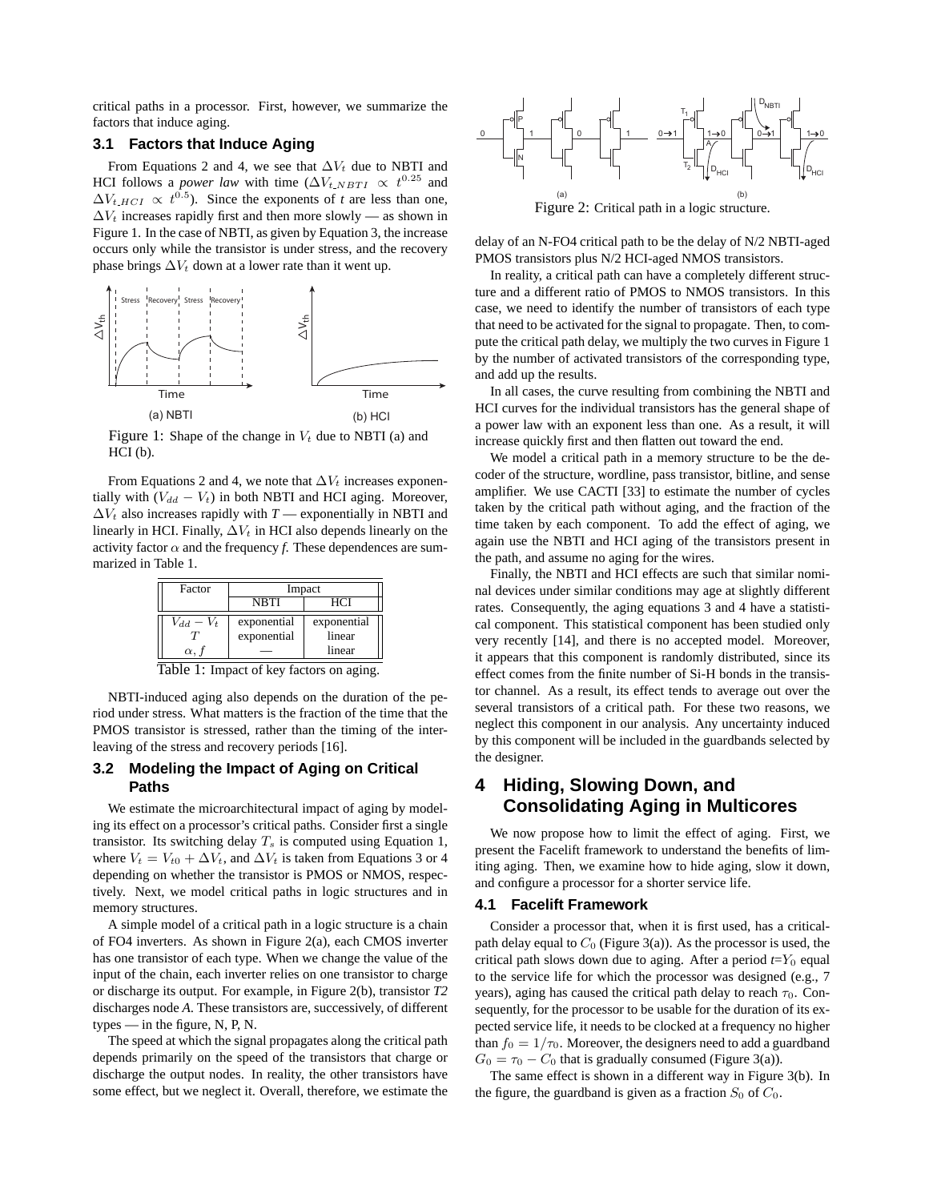critical paths in a processor. First, however, we summarize the factors that induce aging.

### 3.1 Factors that Induce Aging

From Equations 2 and 4, we see that $\Delta V_t$ due to NBTI and HCI follows a *power law* with time ($\Delta V_{t\_NBTI} \propto t^{0.25}$ and $\Delta V_{t\_HCI} \propto t^{0.5}$). Since the exponents of *t* are less than one, $\Delta V_t$ increases rapidly first and then more slowly — as shown in Figure 1. In the case of NBTI, as given by Equation 3, the increase occurs only while the transistor is under stress, and the recovery phase brings $\Delta V_t$ down at a lower rate than it went up.

Stress Recovery Stress Recovery

ΔVth

Time

(a) NBTI

ΔVth

Time

(b) HCI

Figure 1: Shape of the change in $V_t$ due to NBTI (a) and HCI (b).

From Equations 2 and 4, we note that $\Delta V_t$ increases exponentially with ($V_{dd} - V_t$) in both NBTI and HCI aging. Moreover, $\Delta V_t$ also increases rapidly with *T* — exponentially in NBTI and linearly in HCI. Finally, $\Delta V_t$ in HCI also depends linearly on the activity factor $\alpha$ and the frequency *f*. These dependences are summarized in Table 1.

| Factor | Impact | |
|---|---|---|
| | NBTI | HCI |
| $V_{dd} - V_t$ | exponential | exponential |
| $T$ | exponential | linear |
| $\alpha, f$ | — | linear |

Table 1: Impact of key factors on aging.

NBTI-induced aging also depends on the duration of the period under stress. What matters is the fraction of the time that the PMOS transistor is stressed, rather than the timing of the interleaving of the stress and recovery periods [16].

### 3.2 Modeling the Impact of Aging on Critical Paths

We estimate the microarchitectural impact of aging by modeling its effect on a processor's critical paths. Consider first a single transistor. Its switching delay $T_s$ is computed using Equation 1, where $V_t = V_{t0} + \Delta V_t$, and $\Delta V_t$ is taken from Equations 3 or 4 depending on whether the transistor is PMOS or NMOS, respectively. Next, we model critical paths in logic structures and in memory structures.

A simple model of a critical path in a logic structure is a chain of FO4 inverters. As shown in Figure 2(a), each CMOS inverter has one transistor of each type. When we change the value of the input of the chain, each inverter relies on one transistor to charge or discharge its output. For example, in Figure 2(b), transistor *T2* discharges node *A*. These transistors are, successively, of different types — in the figure, N, P, N.

The speed at which the signal propagates along the critical path depends primarily on the speed of the transistors that charge or discharge the output nodes. In reality, the other transistors have some effect, but we neglect it. Overall, therefore, we estimate the delay of an N-FO4 critical path to be the delay of N/2 NBTI-aged PMOS transistors plus N/2 HCI-aged NMOS transistors.

P N 0 1 0 1

(a)

$T_1$ $T_2$ A $D_{NBTI}$ $D_{HCI}$ $D_{HCI}$ 0→1 1→0 0→1 1→0

(b)

Figure 2: Critical path in a logic structure.

In reality, a critical path can have a completely different structure and a different ratio of PMOS to NMOS transistors. In this case, we need to identify the number of transistors of each type that need to be activated for the signal to propagate. Then, to compute the critical path delay, we multiply the two curves in Figure 1 by the number of activated transistors of the corresponding type, and add up the results.

In all cases, the curve resulting from combining the NBTI and HCI curves for the individual transistors has the general shape of a power law with an exponent less than one. As a result, it will increase quickly first and then flatten out toward the end.

We model a critical path in a memory structure to be the decoder of the structure, wordline, pass transistor, bitline, and sense amplifier. We use CACTI [33] to estimate the number of cycles taken by the critical path without aging, and the fraction of the time taken by each component. To add the effect of aging, we again use the NBTI and HCI aging of the transistors present in the path, and assume no aging for the wires.

Finally, the NBTI and HCI effects are such that similar nominal devices under similar conditions may age at slightly different rates. Consequently, the aging equations 3 and 4 have a statistical component. This statistical component has been studied only very recently [14], and there is no accepted model. Moreover, it appears that this component is randomly distributed, since its effect comes from the finite number of Si-H bonds in the transistor channel. As a result, its effect tends to average out over the several transistors of a critical path. For these two reasons, we neglect this component in our analysis. Any uncertainty induced by this component will be included in the guardbands selected by the designer.

## 4 Hiding, Slowing Down, and Consolidating Aging in Multicores

We now propose how to limit the effect of aging. First, we present the Facelift framework to understand the benefits of limiting aging. Then, we examine how to hide aging, slow it down, and configure a processor for a shorter service life.

### 4.1 Facelift Framework

Consider a processor that, when it is first used, has a critical-path delay equal to $C_0$ (Figure 3(a)). As the processor is used, the critical path slows down due to aging. After a period $t$=$Y_0$ equal to the service life for which the processor was designed (e.g., 7 years), aging has caused the critical path delay to reach $\tau_0$. Consequently, for the processor to be usable for the duration of its expected service life, it needs to be clocked at a frequency no higher than $f_0 = 1/\tau_0$. Moreover, the designers need to add a guardband $G_0 = \tau_0 - C_0$ that is gradually consumed (Figure 3(a)).

The same effect is shown in a different way in Figure 3(b). In the figure, the guardband is given as a fraction $S_0$ of $C_0$.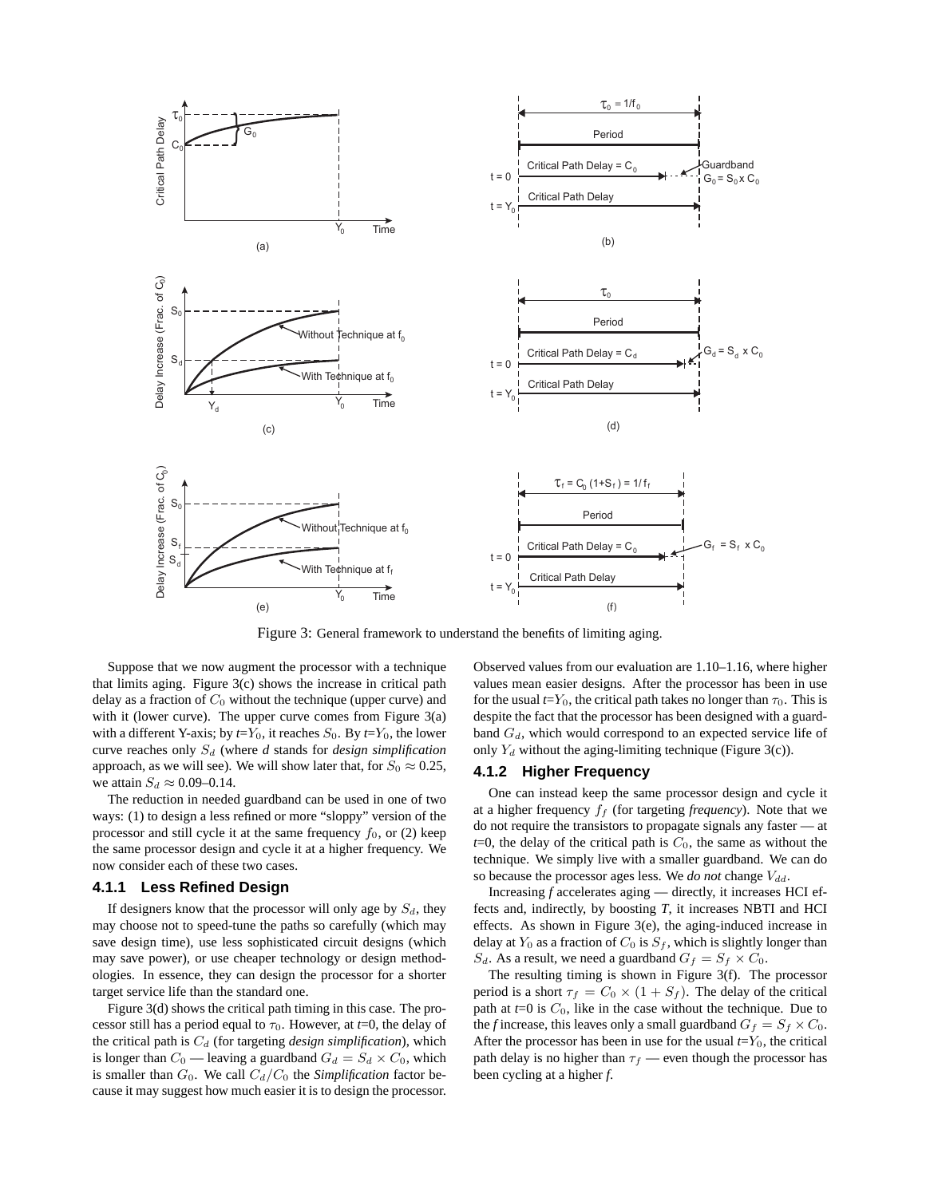Figure 3: General framework to understand the benefits of limiting aging.

Suppose that we now augment the processor with a technique that limits aging. Figure 3(c) shows the increase in critical path delay as a fraction of $C_0$ without the technique (upper curve) and with it (lower curve). The upper curve comes from Figure 3(a) with a different Y-axis; by $t$=$Y_0$, it reaches $S_0$. By $t$=$Y_0$, the lower curve reaches only $S_d$ (where *d* stands for *design simplification* approach, as we will see). We will show later that, for $S_0 \approx 0.25$, we attain $S_d \approx$ 0.09–0.14.

The reduction in needed guardband can be used in one of two ways: (1) to design a less refined or more "sloppy" version of the processor and still cycle it at the same frequency $f_0$, or (2) keep the same processor design and cycle it at a higher frequency. We now consider each of these two cases.

### 4.1.1 Less Refined Design

If designers know that the processor will only age by $S_d$, they may choose not to speed-tune the paths so carefully (which may save design time), use less sophisticated circuit designs (which may save power), or use cheaper technology or design methodologies. In essence, they can design the processor for a shorter target service life than the standard one.

Figure 3(d) shows the critical path timing in this case. The processor still has a period equal to $\tau_0$. However, at $t$=0, the delay of the critical path is $C_d$ (for targeting *design simplification*), which is longer than $C_0$ — leaving a guardband $G_d = S_d \times C_0$, which is smaller than $G_0$. We call $C_d/C_0$ the *Simplification* factor because it may suggest how much easier it is to design the processor. Observed values from our evaluation are 1.10–1.16, where higher values mean easier designs. After the processor has been in use for the usual $t$=$Y_0$, the critical path takes no longer than $\tau_0$. This is despite the fact that the processor has been designed with a guardband $G_d$, which would correspond to an expected service life of only $Y_d$ without the aging-limiting technique (Figure 3(c)).

### 4.1.2 Higher Frequency

One can instead keep the same processor design and cycle it at a higher frequency $f_f$ (for targeting *frequency*). Note that we do not require the transistors to propagate signals any faster — at $t$=0, the delay of the critical path is $C_0$, the same as without the technique. We simply live with a smaller guardband. We can do so because the processor ages less. We *do not* change $V_{dd}$.

Increasing *f* accelerates aging — directly, it increases HCI effects and, indirectly, by boosting *T*, it increases NBTI and HCI effects. As shown in Figure 3(e), the aging-induced increase in delay at $Y_0$ as a fraction of $C_0$ is $S_f$, which is slightly longer than $S_d$. As a result, we need a guardband $G_f = S_f \times C_0$.

The resulting timing is shown in Figure 3(f). The processor period is a short $\tau_f = C_0 \times (1 + S_f)$. The delay of the critical path at $t$=0 is $C_0$, like in the case without the technique. Due to the *f* increase, this leaves only a small guardband $G_f = S_f \times C_0$. After the processor has been in use for the usual $t$=$Y_0$, the critical path delay is no higher than $\tau_f$ — even though the processor has been cycling at a higher *f*.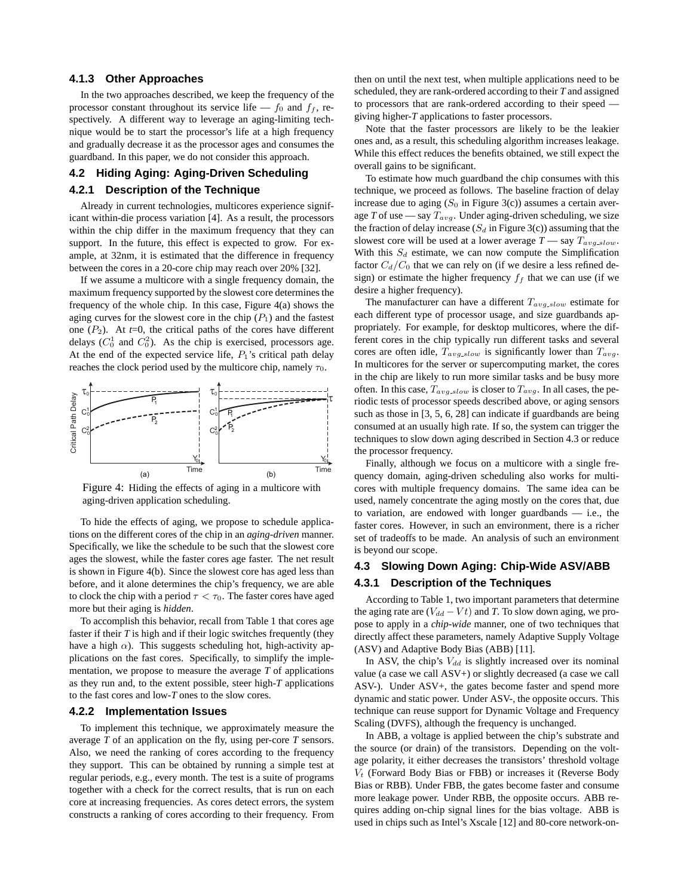#### 4.1.3 Other Approaches

In the two approaches described, we keep the frequency of the processor constant throughout its service life — $f_0$ and $f_f$, respectively. A different way to leverage an aging-limiting technique would be to start the processor's life at a high frequency and gradually decrease it as the processor ages and consumes the guardband. In this paper, we do not consider this approach.

### 4.2 Hiding Aging: Aging-Driven Scheduling

#### 4.2.1 Description of the Technique

Already in current technologies, multicores experience significant within-die process variation [4]. As a result, the processors within the chip differ in the maximum frequency that they can support. In the future, this effect is expected to grow. For example, at 32nm, it is estimated that the difference in frequency between the cores in a 20-core chip may reach over 20% [32].

If we assume a multicore with a single frequency domain, the maximum frequency supported by the slowest core determines the frequency of the whole chip. In this case, Figure 4(a) shows the aging curves for the slowest core in the chip ($P_1$) and the fastest one ($P_2$). At $t$=0, the critical paths of the cores have different delays ($C_0^1$ and $C_0^2$). As the chip is exercised, processors age. At the end of the expected service life, $P_1$'s critical path delay reaches the clock period used by the multicore chip, namely $\tau_0$.

Critical Path Delay
$\tau_0$
$C_0^1$
$C_0^2$
$P_1$
$P_2$
$Y_0$
Time
(a)
$\tau_0$
$\tau$
$C_0^1$
$C_0^2$
$P_1$
$P_2$
$Y_0$
Time
(b)

Figure 4: Hiding the effects of aging in a multicore with aging-driven application scheduling.

To hide the effects of aging, we propose to schedule applications on the different cores of the chip in an *aging-driven* manner. Specifically, we like the schedule to be such that the slowest core ages the slowest, while the faster cores age faster. The net result is shown in Figure 4(b). Since the slowest core has aged less than before, and it alone determines the chip's frequency, we are able to clock the chip with a period $\tau < \tau_0$. The faster cores have aged more but their aging is *hidden*.

To accomplish this behavior, recall from Table 1 that cores age faster if their *T* is high and if their logic switches frequently (they have a high $\alpha$). This suggests scheduling hot, high-activity applications on the fast cores. Specifically, to simplify the implementation, we propose to measure the average *T* of applications as they run and, to the extent possible, steer high-*T* applications to the fast cores and low-*T* ones to the slow cores.

#### 4.2.2 Implementation Issues

To implement this technique, we approximately measure the average *T* of an application on the fly, using per-core *T* sensors. Also, we need the ranking of cores according to the frequency they support. This can be obtained by running a simple test at regular periods, e.g., every month. The test is a suite of programs together with a check for the correct results, that is run on each core at increasing frequencies. As cores detect errors, the system constructs a ranking of cores according to their frequency. From then on until the next test, when multiple applications need to be scheduled, they are rank-ordered according to their *T* and assigned to processors that are rank-ordered according to their speed — giving higher-*T* applications to faster processors.

Note that the faster processors are likely to be the leakier ones and, as a result, this scheduling algorithm increases leakage. While this effect reduces the benefits obtained, we still expect the overall gains to be significant.

To estimate how much guardband the chip consumes with this technique, we proceed as follows. The baseline fraction of delay increase due to aging ($S_0$ in Figure 3(c)) assumes a certain average *T* of use — say $T_{avg}$. Under aging-driven scheduling, we size the fraction of delay increase ($S_d$ in Figure 3(c)) assuming that the slowest core will be used at a lower average *T* — say $T_{avg\_slow}$. With this $S_d$ estimate, we can now compute the Simplification factor $C_d/C_0$ that we can rely on (if we desire a less refined design) or estimate the higher frequency $f_f$ that we can use (if we desire a higher frequency).

The manufacturer can have a different $T_{avg\_slow}$ estimate for each different type of processor usage, and size guardbands appropriately. For example, for desktop multicores, where the different cores in the chip typically run different tasks and several cores are often idle, $T_{avg\_slow}$ is significantly lower than $T_{avg}$. In multicores for the server or supercomputing market, the cores in the chip are likely to run more similar tasks and be busy more often. In this case, $T_{avg\_slow}$ is closer to $T_{avg}$. In all cases, the periodic tests of processor speeds described above, or aging sensors such as those in [3, 5, 6, 28] can indicate if guardbands are being consumed at an usually high rate. If so, the system can trigger the techniques to slow down aging described in Section 4.3 or reduce the processor frequency.

Finally, although we focus on a multicore with a single frequency domain, aging-driven scheduling also works for multicores with multiple frequency domains. The same idea can be used, namely concentrate the aging mostly on the cores that, due to variation, are endowed with longer guardbands — i.e., the faster cores. However, in such an environment, there is a richer set of tradeoffs to be made. An analysis of such an environment is beyond our scope.

### 4.3 Slowing Down Aging: Chip-Wide ASV/ABB

#### 4.3.1 Description of the Techniques

According to Table 1, two important parameters that determine the aging rate are ($V_{dd} - Vt$) and *T*. To slow down aging, we propose to apply in a *chip-wide* manner, one of two techniques that directly affect these parameters, namely Adaptive Supply Voltage (ASV) and Adaptive Body Bias (ABB) [11].

In ASV, the chip's $V_{dd}$ is slightly increased over its nominal value (a case we call ASV+) or slightly decreased (a case we call ASV-). Under ASV+, the gates become faster and spend more dynamic and static power. Under ASV-, the opposite occurs. This technique can reuse support for Dynamic Voltage and Frequency Scaling (DVFS), although the frequency is unchanged.

In ABB, a voltage is applied between the chip's substrate and the source (or drain) of the transistors. Depending on the voltage polarity, it either decreases the transistors' threshold voltage $V_t$ (Forward Body Bias or FBB) or increases it (Reverse Body Bias or RBB). Under FBB, the gates become faster and consume more leakage power. Under RBB, the opposite occurs. ABB requires adding on-chip signal lines for the bias voltage. ABB is used in chips such as Intel's Xscale [12] and 80-core network-on-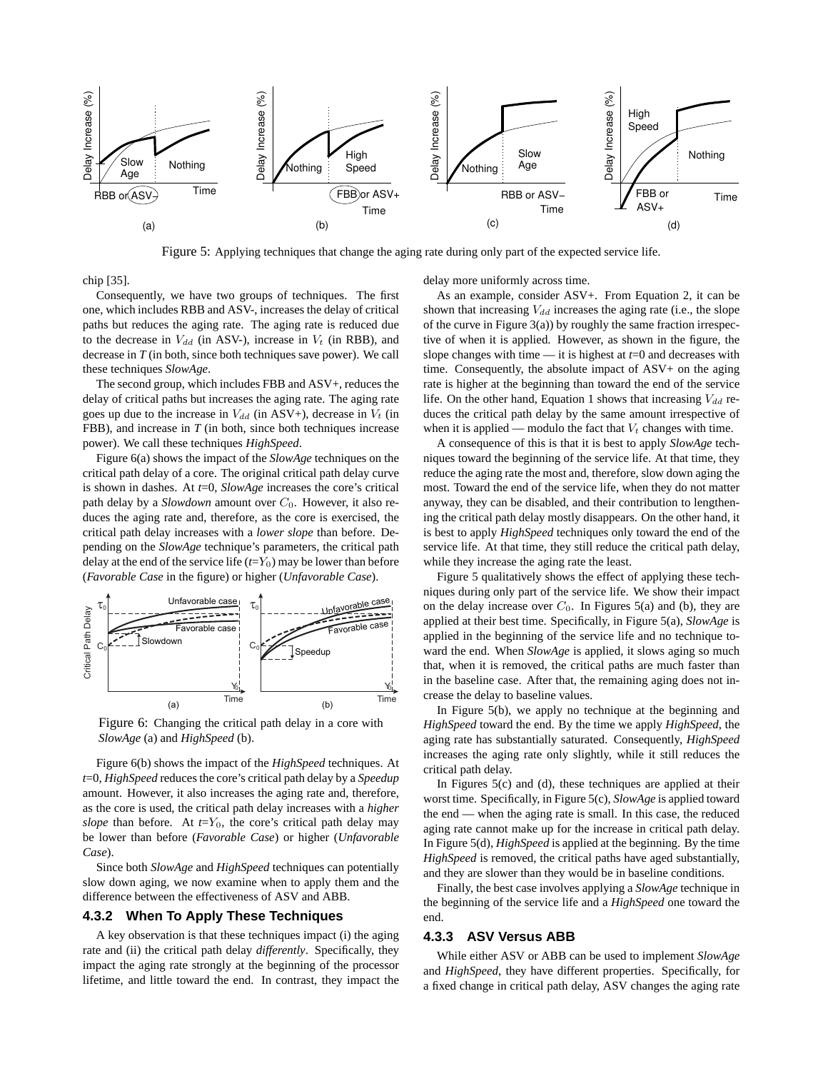Figure 5: Applying techniques that change the aging rate during only part of the expected service life.

chip [35].

Consequently, we have two groups of techniques. The first one, which includes RBB and ASV-, increases the delay of critical paths but reduces the aging rate. The aging rate is reduced due to the decrease in $V_{dd}$ (in ASV-), increase in $V_t$ (in RBB), and decrease in *T* (in both, since both techniques save power). We call these techniques *SlowAge*.

The second group, which includes FBB and ASV+, reduces the delay of critical paths but increases the aging rate. The aging rate goes up due to the increase in $V_{dd}$ (in ASV+), decrease in $V_t$ (in FBB), and increase in *T* (in both, since both techniques increase power). We call these techniques *HighSpeed*.

Figure 6(a) shows the impact of the *SlowAge* techniques on the critical path delay of a core. The original critical path delay curve is shown in dashes. At *t*=0, *SlowAge* increases the core's critical path delay by a *Slowdown* amount over $C_0$. However, it also reduces the aging rate and, therefore, as the core is exercised, the critical path delay increases with a *lower slope* than before. Depending on the *SlowAge* technique's parameters, the critical path delay at the end of the service life ($t$=$Y_0$) may be lower than before (*Favorable Case* in the figure) or higher (*Unfavorable Case*).

Figure 6: Changing the critical path delay in a core with *SlowAge* (a) and *HighSpeed* (b).

Figure 6(b) shows the impact of the *HighSpeed* techniques. At *t*=0, *HighSpeed* reduces the core's critical path delay by a *Speedup* amount. However, it also increases the aging rate and, therefore, as the core is used, the critical path delay increases with a *higher slope* than before. At $t$=$Y_0$, the core's critical path delay may be lower than before (*Favorable Case*) or higher (*Unfavorable Case*).

Since both *SlowAge* and *HighSpeed* techniques can potentially slow down aging, we now examine when to apply them and the difference between the effectiveness of ASV and ABB.

### 4.3.2 When To Apply These Techniques

A key observation is that these techniques impact (i) the aging rate and (ii) the critical path delay *differently*. Specifically, they impact the aging rate strongly at the beginning of the processor lifetime, and little toward the end. In contrast, they impact the delay more uniformly across time.

As an example, consider ASV+. From Equation 2, it can be shown that increasing $V_{dd}$ increases the aging rate (i.e., the slope of the curve in Figure 3(a)) by roughly the same fraction irrespective of when it is applied. However, as shown in the figure, the slope changes with time — it is highest at *t*=0 and decreases with time. Consequently, the absolute impact of ASV+ on the aging rate is higher at the beginning than toward the end of the service life. On the other hand, Equation 1 shows that increasing $V_{dd}$ reduces the critical path delay by the same amount irrespective of when it is applied — modulo the fact that $V_t$ changes with time.

A consequence of this is that it is best to apply *SlowAge* techniques toward the beginning of the service life. At that time, they reduce the aging rate the most and, therefore, slow down aging the most. Toward the end of the service life, when they do not matter anyway, they can be disabled, and their contribution to lengthening the critical path delay mostly disappears. On the other hand, it is best to apply *HighSpeed* techniques only toward the end of the service life. At that time, they still reduce the critical path delay, while they increase the aging rate the least.

Figure 5 qualitatively shows the effect of applying these techniques during only part of the service life. We show their impact on the delay increase over $C_0$. In Figures 5(a) and (b), they are applied at their best time. Specifically, in Figure 5(a), *SlowAge* is applied in the beginning of the service life and no technique toward the end. When *SlowAge* is applied, it slows aging so much that, when it is removed, the critical paths are much faster than in the baseline case. After that, the remaining aging does not increase the delay to baseline values.

In Figure 5(b), we apply no technique at the beginning and *HighSpeed* toward the end. By the time we apply *HighSpeed*, the aging rate has substantially saturated. Consequently, *HighSpeed* increases the aging rate only slightly, while it still reduces the critical path delay.

In Figures 5(c) and (d), these techniques are applied at their worst time. Specifically, in Figure 5(c), *SlowAge* is applied toward the end — when the aging rate is small. In this case, the reduced aging rate cannot make up for the increase in critical path delay. In Figure 5(d), *HighSpeed* is applied at the beginning. By the time *HighSpeed* is removed, the critical paths have aged substantially, and they are slower than they would be in baseline conditions.

Finally, the best case involves applying a *SlowAge* technique in the beginning of the service life and a *HighSpeed* one toward the end.

### 4.3.3 ASV Versus ABB

While either ASV or ABB can be used to implement *SlowAge* and *HighSpeed*, they have different properties. Specifically, for a fixed change in critical path delay, ASV changes the aging rate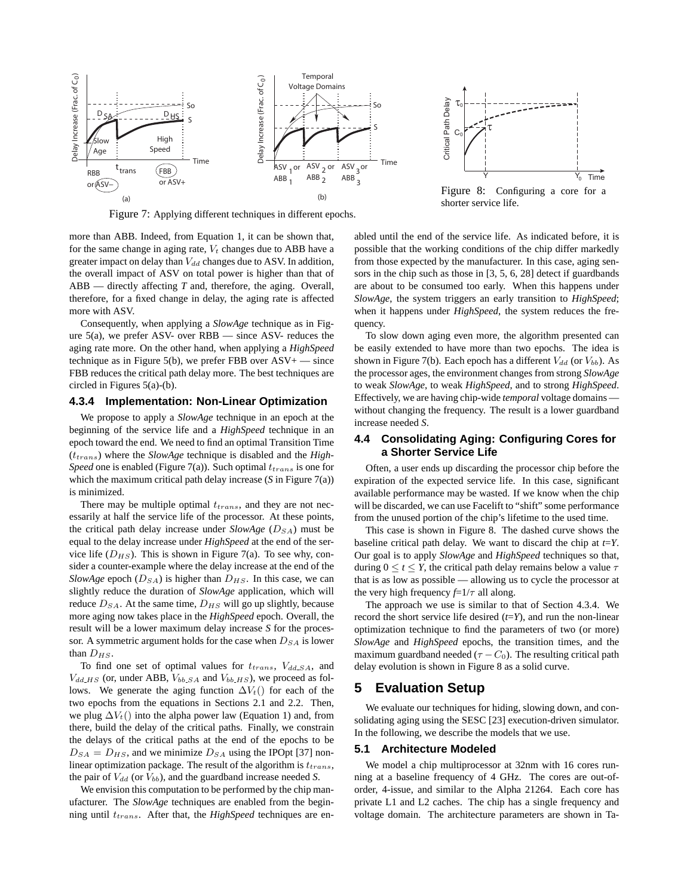Figure 7: Applying different techniques in different epochs.

Figure 8: Configuring a core for a shorter service life.

more than ABB. Indeed, from Equation 1, it can be shown that, for the same change in aging rate, $V_t$ changes due to ABB have a greater impact on delay than $V_{dd}$ changes due to ASV. In addition, the overall impact of ASV on total power is higher than that of ABB — directly affecting *T* and, therefore, the aging. Overall, therefore, for a fixed change in delay, the aging rate is affected more with ASV.

Consequently, when applying a *SlowAge* technique as in Figure 5(a), we prefer ASV- over RBB — since ASV- reduces the aging rate more. On the other hand, when applying a *HighSpeed* technique as in Figure 5(b), we prefer FBB over ASV+ — since FBB reduces the critical path delay more. The best techniques are circled in Figures 5(a)-(b).

### 4.3.4 Implementation: Non-Linear Optimization

We propose to apply a *SlowAge* technique in an epoch at the beginning of the service life and a *HighSpeed* technique in an epoch toward the end. We need to find an optimal Transition Time ($t_{trans}$) where the *SlowAge* technique is disabled and the *HighSpeed* one is enabled (Figure 7(a)). Such optimal $t_{trans}$ is one for which the maximum critical path delay increase (*S* in Figure 7(a)) is minimized.

There may be multiple optimal $t_{trans}$, and they are not necessarily at half the service life of the processor. At these points, the critical path delay increase under *SlowAge* ($D_{SA}$) must be equal to the delay increase under *HighSpeed* at the end of the service life ($D_{HS}$). This is shown in Figure 7(a). To see why, consider a counter-example where the delay increase at the end of the *SlowAge* epoch ($D_{SA}$) is higher than $D_{HS}$. In this case, we can slightly reduce the duration of *SlowAge* application, which will reduce $D_{SA}$. At the same time, $D_{HS}$ will go up slightly, because more aging now takes place in the *HighSpeed* epoch. Overall, the result will be a lower maximum delay increase *S* for the processor. A symmetric argument holds for the case when $D_{SA}$ is lower than $D_{HS}$.

To find one set of optimal values for $t_{trans}$, $V_{dd\_SA}$, and $V_{dd\_HS}$ (or, under ABB, $V_{bb\_SA}$ and $V_{bb\_HS}$), we proceed as follows. We generate the aging function $\Delta V_t()$ for each of the two epochs from the equations in Sections 2.1 and 2.2. Then, we plug $\Delta V_t()$ into the alpha power law (Equation 1) and, from there, build the delay of the critical paths. Finally, we constrain the delays of the critical paths at the end of the epochs to be $D_{SA} = D_{HS}$, and we minimize $D_{SA}$ using the IPOpt [37] non-linear optimization package. The result of the algorithm is $t_{trans}$, the pair of $V_{dd}$ (or $V_{bb}$), and the guardband increase needed *S*.

We envision this computation to be performed by the chip manufacturer. The *SlowAge* techniques are enabled from the beginning until $t_{trans}$. After that, the *HighSpeed* techniques are enabled until the end of the service life. As indicated before, it is possible that the working conditions of the chip differ markedly from those expected by the manufacturer. In this case, aging sensors in the chip such as those in [3, 5, 6, 28] detect if guardbands are about to be consumed too early. When this happens under *SlowAge*, the system triggers an early transition to *HighSpeed*; when it happens under *HighSpeed*, the system reduces the frequency.

To slow down aging even more, the algorithm presented can be easily extended to have more than two epochs. The idea is shown in Figure 7(b). Each epoch has a different $V_{dd}$ (or $V_{bb}$). As the processor ages, the environment changes from strong *SlowAge* to weak *SlowAge*, to weak *HighSpeed*, and to strong *HighSpeed*. Effectively, we are having chip-wide *temporal* voltage domains — without changing the frequency. The result is a lower guardband increase needed *S*.

## 4.4 Consolidating Aging: Configuring Cores for a Shorter Service Life

Often, a user ends up discarding the processor chip before the expiration of the expected service life. In this case, significant available performance may be wasted. If we know when the chip will be discarded, we can use Facelift to "shift" some performance from the unused portion of the chip's lifetime to the used time.

This case is shown in Figure 8. The dashed curve shows the baseline critical path delay. We want to discard the chip at *t*=*Y*. Our goal is to apply *SlowAge* and *HighSpeed* techniques so that, during $0 \leq t \leq Y$, the critical path delay remains below a value $\tau$ that is as low as possible — allowing us to cycle the processor at the very high frequency $f$=1/$\tau$ all along.

The approach we use is similar to that of Section 4.3.4. We record the short service life desired (*t*=*Y*), and run the non-linear optimization technique to find the parameters of two (or more) *SlowAge* and *HighSpeed* epochs, the transition times, and the maximum guardband needed ($\tau - C_0$). The resulting critical path delay evolution is shown in Figure 8 as a solid curve.

# 5 Evaluation Setup

We evaluate our techniques for hiding, slowing down, and consolidating aging using the SESC [23] execution-driven simulator. In the following, we describe the models that we use.

## 5.1 Architecture Modeled

We model a chip multiprocessor at 32nm with 16 cores running at a baseline frequency of 4 GHz. The cores are out-of-order, 4-issue, and similar to the Alpha 21264. Each core has private L1 and L2 caches. The chip has a single frequency and voltage domain. The architecture parameters are shown in Ta-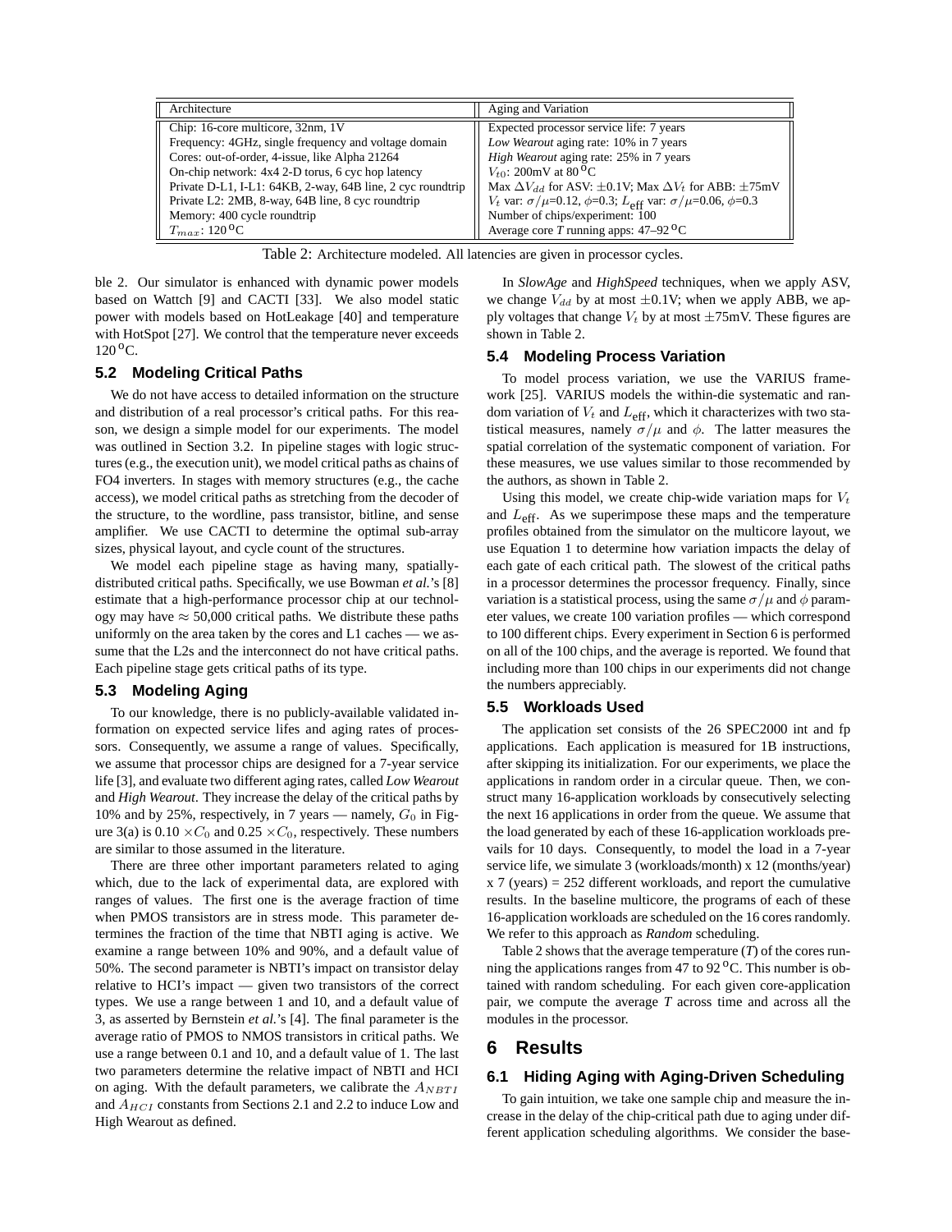| Architecture | Aging and Variation |
|---|---|
| Chip: 16-core multicore, 32nm, 1V | Expected processor service life: 7 years |
| Frequency: 4GHz, single frequency and voltage domain | *Low Wearout* aging rate: 10% in 7 years |
| Cores: out-of-order, 4-issue, like Alpha 21264 | *High Wearout* aging rate: 25% in 7 years |
| On-chip network: 4x4 2-D torus, 6 cyc hop latency | $V_{t0}$: 200mV at 80 $^{o}$C |
| Private D-L1, I-L1: 64KB, 2-way, 64B line, 2 cyc roundtrip | Max $\Delta V_{dd}$ for ASV: $\pm$0.1V; Max $\Delta V_t$ for ABB: $\pm$75mV |
| Private L2: 2MB, 8-way, 64B line, 8 cyc roundtrip | $V_t$ var: $\sigma/\mu$=0.12, $\phi$=0.3; $L_{\text{eff}}$ var: $\sigma/\mu$=0.06, $\phi$=0.3 |
| Memory: 400 cycle roundtrip | Number of chips/experiment: 100 |
| $T_{max}$: 120 $^{o}$C | Average core *T* running apps: 47–92 $^{o}$C |

Table 2: Architecture modeled. All latencies are given in processor cycles.

ble 2. Our simulator is enhanced with dynamic power models based on Wattch [9] and CACTI [33]. We also model static power with models based on HotLeakage [40] and temperature with HotSpot [27]. We control that the temperature never exceeds 120 $^{o}$C.

### 5.2 Modeling Critical Paths

We do not have access to detailed information on the structure and distribution of a real processor's critical paths. For this reason, we design a simple model for our experiments. The model was outlined in Section 3.2. In pipeline stages with logic structures (e.g., the execution unit), we model critical paths as chains of FO4 inverters. In stages with memory structures (e.g., the cache access), we model critical paths as stretching from the decoder of the structure, to the wordline, pass transistor, bitline, and sense amplifier. We use CACTI to determine the optimal sub-array sizes, physical layout, and cycle count of the structures.

We model each pipeline stage as having many, spatially-distributed critical paths. Specifically, we use Bowman *et al.*'s [8] estimate that a high-performance processor chip at our technology may have $\approx$ 50,000 critical paths. We distribute these paths uniformly on the area taken by the cores and L1 caches — we assume that the L2s and the interconnect do not have critical paths. Each pipeline stage gets critical paths of its type.

### 5.3 Modeling Aging

To our knowledge, there is no publicly-available validated information on expected service lifes and aging rates of processors. Consequently, we assume a range of values. Specifically, we assume that processor chips are designed for a 7-year service life [3], and evaluate two different aging rates, called *Low Wearout* and *High Wearout*. They increase the delay of the critical paths by 10% and by 25%, respectively, in 7 years — namely, $G_0$ in Figure 3(a) is 0.10 $\times C_0$ and 0.25 $\times C_0$, respectively. These numbers are similar to those assumed in the literature.

There are three other important parameters related to aging which, due to the lack of experimental data, are explored with ranges of values. The first one is the average fraction of time when PMOS transistors are in stress mode. This parameter determines the fraction of the time that NBTI aging is active. We examine a range between 10% and 90%, and a default value of 50%. The second parameter is NBTI's impact on transistor delay relative to HCI's impact — given two transistors of the correct types. We use a range between 1 and 10, and a default value of 3, as asserted by Bernstein *et al.*'s [4]. The final parameter is the average ratio of PMOS to NMOS transistors in critical paths. We use a range between 0.1 and 10, and a default value of 1. The last two parameters determine the relative impact of NBTI and HCI on aging. With the default parameters, we calibrate the $A_{NBTI}$ and $A_{HCI}$ constants from Sections 2.1 and 2.2 to induce Low and High Wearout as defined.

In *SlowAge* and *HighSpeed* techniques, when we apply ASV, we change $V_{dd}$ by at most $\pm$0.1V; when we apply ABB, we apply voltages that change $V_t$ by at most $\pm$75mV. These figures are shown in Table 2.

### 5.4 Modeling Process Variation

To model process variation, we use the VARIUS framework [25]. VARIUS models the within-die systematic and random variation of $V_t$ and $L_{\text{eff}}$, which it characterizes with two statistical measures, namely $\sigma/\mu$ and $\phi$. The latter measures the spatial correlation of the systematic component of variation. For these measures, we use values similar to those recommended by the authors, as shown in Table 2.

Using this model, we create chip-wide variation maps for $V_t$ and $L_{\text{eff}}$. As we superimpose these maps and the temperature profiles obtained from the simulator on the multicore layout, we use Equation 1 to determine how variation impacts the delay of each gate of each critical path. The slowest of the critical paths in a processor determines the processor frequency. Finally, since variation is a statistical process, using the same $\sigma/\mu$ and $\phi$ parameter values, we create 100 variation profiles — which correspond to 100 different chips. Every experiment in Section 6 is performed on all of the 100 chips, and the average is reported. We found that including more than 100 chips in our experiments did not change the numbers appreciably.

### 5.5 Workloads Used

The application set consists of the 26 SPEC2000 int and fp applications. Each application is measured for 1B instructions, after skipping its initialization. For our experiments, we place the applications in random order in a circular queue. Then, we construct many 16-application workloads by consecutively selecting the next 16 applications in order from the queue. We assume that the load generated by each of these 16-application workloads prevails for 10 days. Consequently, to model the load in a 7-year service life, we simulate 3 (workloads/month) x 12 (months/year) x 7 (years) = 252 different workloads, and report the cumulative results. In the baseline multicore, the programs of each of these 16-application workloads are scheduled on the 16 cores randomly. We refer to this approach as *Random* scheduling.

Table 2 shows that the average temperature (*T*) of the cores running the applications ranges from 47 to 92 $^{o}$C. This number is obtained with random scheduling. For each given core-application pair, we compute the average *T* across time and across all the modules in the processor.

## 6 Results

### 6.1 Hiding Aging with Aging-Driven Scheduling

To gain intuition, we take one sample chip and measure the increase in the delay of the chip-critical path due to aging under different application scheduling algorithms. We consider the base-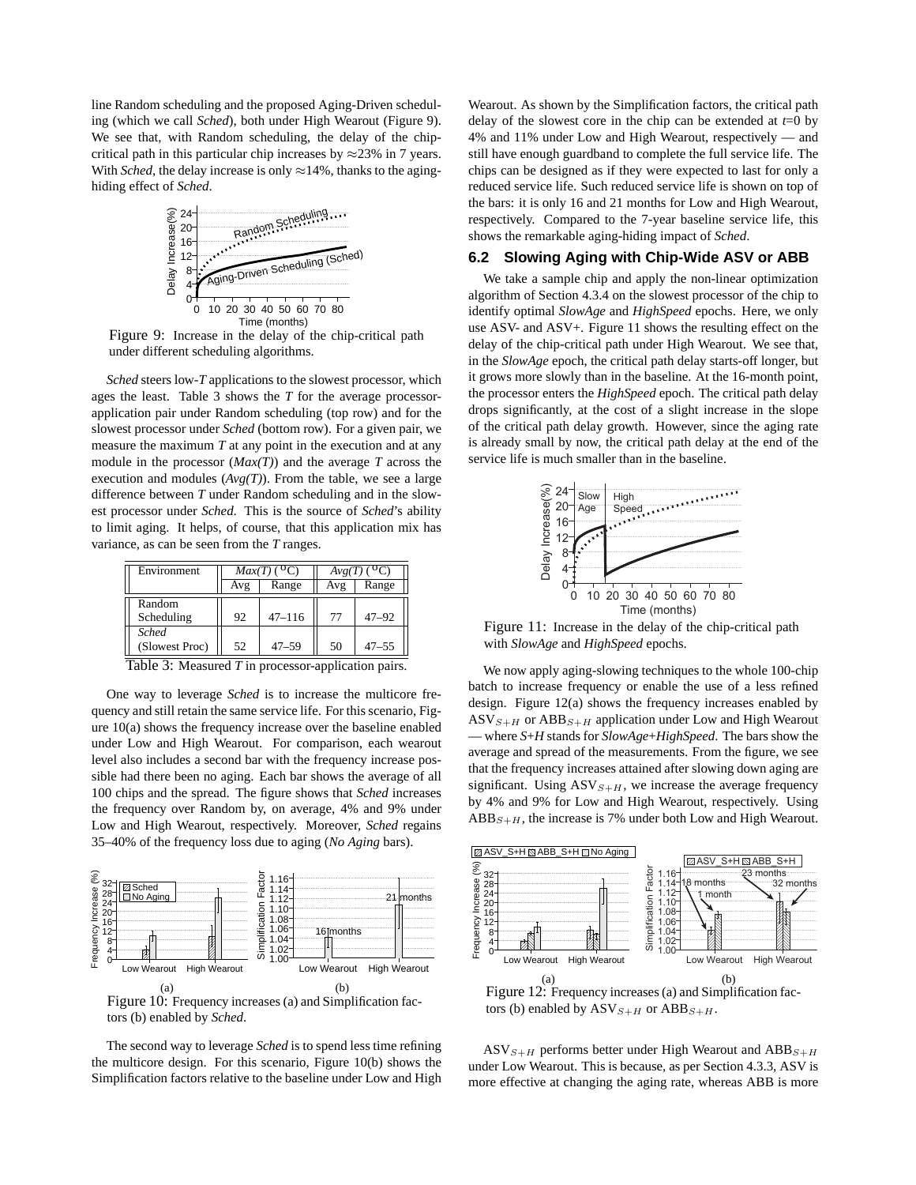line Random scheduling and the proposed Aging-Driven scheduling (which we call *Sched*), both under High Wearout (Figure 9). We see that, with Random scheduling, the delay of the chip-critical path in this particular chip increases by ≈23% in 7 years. With *Sched*, the delay increase is only ≈14%, thanks to the aging-hiding effect of *Sched*.

Figure 9: Increase in the delay of the chip-critical path under different scheduling algorithms.

*Sched* steers low-*T* applications to the slowest processor, which ages the least. Table 3 shows the *T* for the average processor-application pair under Random scheduling (top row) and for the slowest processor under *Sched* (bottom row). For a given pair, we measure the maximum *T* at any point in the execution and at any module in the processor (*Max(T)*) and the average *T* across the execution and modules (*Avg(T)*). From the table, we see a large difference between *T* under Random scheduling and in the slowest processor under *Sched*. This is the source of *Sched*'s ability to limit aging. It helps, of course, that this application mix has variance, as can be seen from the *T* ranges.

| Environment | *Max(T)* (°C) | | *Avg(T)* (°C) | |
|---|---|---|---|---|
| | Avg | Range | Avg | Range |
| Random Scheduling | 92 | 47–116 | 77 | 47–92 |
| *Sched* (Slowest Proc) | 52 | 47–59 | 50 | 47–55 |

Table 3: Measured *T* in processor-application pairs.

One way to leverage *Sched* is to increase the multicore frequency and still retain the same service life. For this scenario, Figure 10(a) shows the frequency increase over the baseline enabled under Low and High Wearout. For comparison, each wearout level also includes a second bar with the frequency increase possible had there been no aging. Each bar shows the average of all 100 chips and the spread. The figure shows that *Sched* increases the frequency over Random by, on average, 4% and 9% under Low and High Wearout, respectively. Moreover, *Sched* regains 35–40% of the frequency loss due to aging (*No Aging* bars).

Figure 10: Frequency increases (a) and Simplification factors (b) enabled by *Sched*.

The second way to leverage *Sched* is to spend less time refining the multicore design. For this scenario, Figure 10(b) shows the Simplification factors relative to the baseline under Low and High Wearout. As shown by the Simplification factors, the critical path delay of the slowest core in the chip can be extended at *t*=0 by 4% and 11% under Low and High Wearout, respectively — and still have enough guardband to complete the full service life. The chips can be designed as if they were expected to last for only a reduced service life. Such reduced service life is shown on top of the bars: it is only 16 and 21 months for Low and High Wearout, respectively. Compared to the 7-year baseline service life, this shows the remarkable aging-hiding impact of *Sched*.

## 6.2 Slowing Aging with Chip-Wide ASV or ABB

We take a sample chip and apply the non-linear optimization algorithm of Section 4.3.4 on the slowest processor of the chip to identify optimal *SlowAge* and *HighSpeed* epochs. Here, we only use ASV- and ASV+. Figure 11 shows the resulting effect on the delay of the chip-critical path under High Wearout. We see that, in the *SlowAge* epoch, the critical path delay starts-off longer, but it grows more slowly than in the baseline. At the 16-month point, the processor enters the *HighSpeed* epoch. The critical path delay drops significantly, at the cost of a slight increase in the slope of the critical path delay growth. However, since the aging rate is already small by now, the critical path delay at the end of the service life is much smaller than in the baseline.

Figure 11: Increase in the delay of the chip-critical path with *SlowAge* and *HighSpeed* epochs.

We now apply aging-slowing techniques to the whole 100-chip batch to increase frequency or enable the use of a less refined design. Figure 12(a) shows the frequency increases enabled by $ASV_{S+H}$ or $ABB_{S+H}$ application under Low and High Wearout — where *S+H* stands for *SlowAge+HighSpeed*. The bars show the average and spread of the measurements. From the figure, we see that the frequency increases attained after slowing down aging are significant. Using $ASV_{S+H}$, we increase the average frequency by 4% and 9% for Low and High Wearout, respectively. Using $ABB_{S+H}$, the increase is 7% under both Low and High Wearout.

Figure 12: Frequency increases (a) and Simplification factors (b) enabled by $ASV_{S+H}$ or $ABB_{S+H}$.

$ASV_{S+H}$ performs better under High Wearout and $ABB_{S+H}$ under Low Wearout. This is because, as per Section 4.3.3, ASV is more effective at changing the aging rate, whereas ABB is more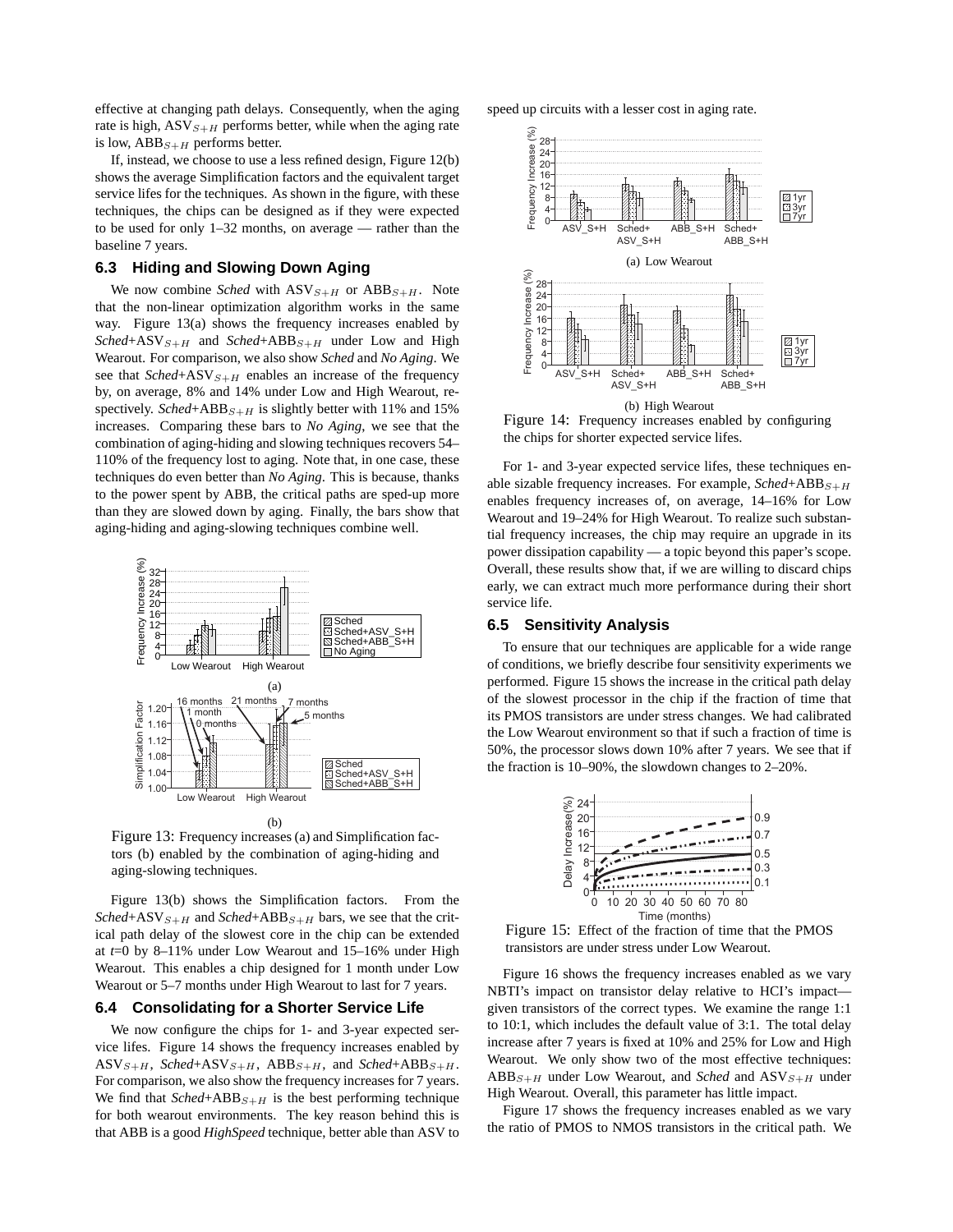effective at changing path delays. Consequently, when the aging rate is high, $ASV_{S+H}$ performs better, while when the aging rate is low, $ABB_{S+H}$ performs better.

If, instead, we choose to use a less refined design, Figure 12(b) shows the average Simplification factors and the equivalent target service lifes for the techniques. As shown in the figure, with these techniques, the chips can be designed as if they were expected to be used for only 1–32 months, on average — rather than the baseline 7 years.

### 6.3 Hiding and Slowing Down Aging

We now combine *Sched* with $ASV_{S+H}$ or $ABB_{S+H}$. Note that the non-linear optimization algorithm works in the same way. Figure 13(a) shows the frequency increases enabled by *Sched*+$ASV_{S+H}$ and *Sched*+$ABB_{S+H}$ under Low and High Wearout. For comparison, we also show *Sched* and *No Aging*. We see that *Sched*+$ASV_{S+H}$ enables an increase of the frequency by, on average, 8% and 14% under Low and High Wearout, respectively. *Sched*+$ABB_{S+H}$ is slightly better with 11% and 15% increases. Comparing these bars to *No Aging*, we see that the combination of aging-hiding and slowing techniques recovers 54–110% of the frequency lost to aging. Note that, in one case, these techniques do even better than *No Aging*. This is because, thanks to the power spent by ABB, the critical paths are sped-up more than they are slowed down by aging. Finally, the bars show that aging-hiding and aging-slowing techniques combine well.

Figure 13: Frequency increases (a) and Simplification factors (b) enabled by the combination of aging-hiding and aging-slowing techniques.

Figure 13(b) shows the Simplification factors. From the *Sched*+$ASV_{S+H}$ and *Sched*+$ABB_{S+H}$ bars, we see that the critical path delay of the slowest core in the chip can be extended at *t*=0 by 8–11% under Low Wearout and 15–16% under High Wearout. This enables a chip designed for 1 month under Low Wearout or 5–7 months under High Wearout to last for 7 years.

### 6.4 Consolidating for a Shorter Service Life

We now configure the chips for 1- and 3-year expected service lifes. Figure 14 shows the frequency increases enabled by $ASV_{S+H}$, *Sched*+$ASV_{S+H}$, $ABB_{S+H}$, and *Sched*+$ABB_{S+H}$. For comparison, we also show the frequency increases for 7 years. We find that *Sched*+$ABB_{S+H}$ is the best performing technique for both wearout environments. The key reason behind this is that ABB is a good *HighSpeed* technique, better able than ASV to speed up circuits with a lesser cost in aging rate.

Figure 14: Frequency increases enabled by configuring the chips for shorter expected service lifes.

For 1- and 3-year expected service lifes, these techniques enable sizable frequency increases. For example, *Sched*+$ABB_{S+H}$ enables frequency increases of, on average, 14–16% for Low Wearout and 19–24% for High Wearout. To realize such substantial frequency increases, the chip may require an upgrade in its power dissipation capability — a topic beyond this paper's scope. Overall, these results show that, if we are willing to discard chips early, we can extract much more performance during their short service life.

### 6.5 Sensitivity Analysis

To ensure that our techniques are applicable for a wide range of conditions, we briefly describe four sensitivity experiments we performed. Figure 15 shows the increase in the critical path delay of the slowest processor in the chip if the fraction of time that its PMOS transistors are under stress changes. We had calibrated the Low Wearout environment so that if such a fraction of time is 50%, the processor slows down 10% after 7 years. We see that if the fraction is 10–90%, the slowdown changes to 2–20%.

Figure 15: Effect of the fraction of time that the PMOS transistors are under stress under Low Wearout.

Figure 16 shows the frequency increases enabled as we vary NBTI's impact on transistor delay relative to HCI's impact—given transistors of the correct types. We examine the range 1:1 to 10:1, which includes the default value of 3:1. The total delay increase after 7 years is fixed at 10% and 25% for Low and High Wearout. We only show two of the most effective techniques: $ABB_{S+H}$ under Low Wearout, and *Sched* and $ASV_{S+H}$ under High Wearout. Overall, this parameter has little impact.

Figure 17 shows the frequency increases enabled as we vary the ratio of PMOS to NMOS transistors in the critical path. We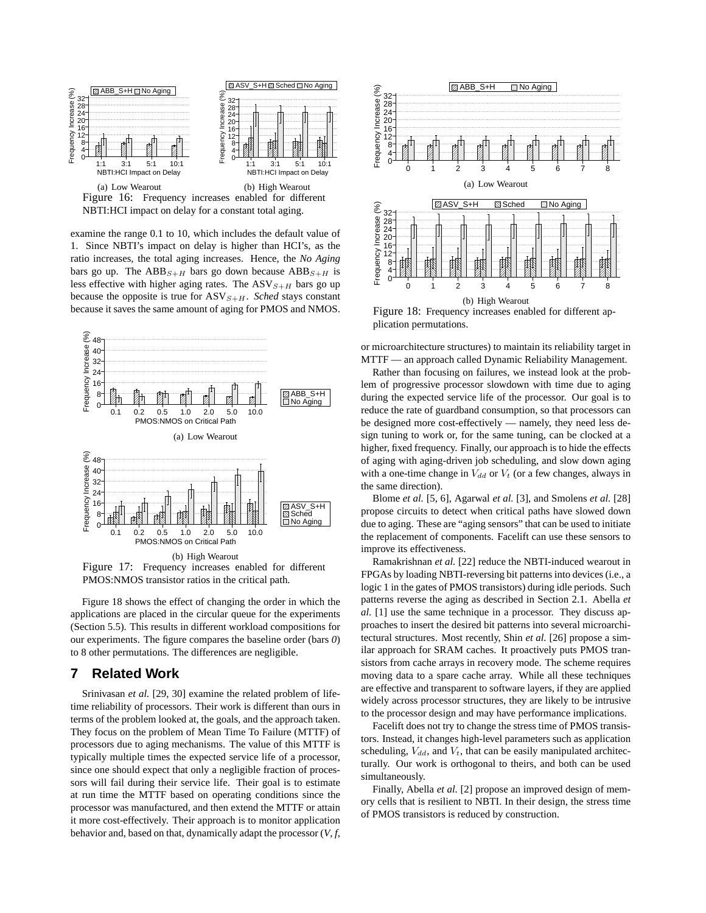(a) Low Wearout

(b) High Wearout

Figure 16: Frequency increases enabled for different NBTI:HCI impact on delay for a constant total aging.

examine the range 0.1 to 10, which includes the default value of 1. Since NBTI's impact on delay is higher than HCI's, as the ratio increases, the total aging increases. Hence, the *No Aging* bars go up. The $ABB_{S+H}$ bars go down because $ABB_{S+H}$ is less effective with higher aging rates. The $ASV_{S+H}$ bars go up because the opposite is true for $ASV_{S+H}$. *Sched* stays constant because it saves the same amount of aging for PMOS and NMOS.

(a) Low Wearout

(b) High Wearout

Figure 17: Frequency increases enabled for different PMOS:NMOS transistor ratios in the critical path.

Figure 18 shows the effect of changing the order in which the applications are placed in the circular queue for the experiments (Section 5.5). This results in different workload compositions for our experiments. The figure compares the baseline order (bars *0*) to 8 other permutations. The differences are negligible.

## 7 Related Work

Srinivasan *et al.* [29, 30] examine the related problem of lifetime reliability of processors. Their work is different than ours in terms of the problem looked at, the goals, and the approach taken. They focus on the problem of Mean Time To Failure (MTTF) of processors due to aging mechanisms. The value of this MTTF is typically multiple times the expected service life of a processor, since one should expect that only a negligible fraction of processors will fail during their service life. Their goal is to estimate at run time the MTTF based on operating conditions since the processor was manufactured, and then extend the MTTF or attain it more cost-effectively. Their approach is to monitor application behavior and, based on that, dynamically adapt the processor (*V*, *f*, or microarchitecture structures) to maintain its reliability target in MTTF — an approach called Dynamic Reliability Management.

(a) Low Wearout

(b) High Wearout

Figure 18: Frequency increases enabled for different application permutations.

Rather than focusing on failures, we instead look at the problem of progressive processor slowdown with time due to aging during the expected service life of the processor. Our goal is to reduce the rate of guardband consumption, so that processors can be designed more cost-effectively — namely, they need less design tuning to work or, for the same tuning, can be clocked at a higher, fixed frequency. Finally, our approach is to hide the effects of aging with aging-driven job scheduling, and slow down aging with a one-time change in $V_{dd}$ or $V_t$ (or a few changes, always in the same direction).

Blome *et al.* [5, 6], Agarwal *et al.* [3], and Smolens *et al.* [28] propose circuits to detect when critical paths have slowed down due to aging. These are "aging sensors" that can be used to initiate the replacement of components. Facelift can use these sensors to improve its effectiveness.

Ramakrishnan *et al.* [22] reduce the NBTI-induced wearout in FPGAs by loading NBTI-reversing bit patterns into devices (i.e., a logic 1 in the gates of PMOS transistors) during idle periods. Such patterns reverse the aging as described in Section 2.1. Abella *et al.* [1] use the same technique in a processor. They discuss approaches to insert the desired bit patterns into several microarchitectural structures. Most recently, Shin *et al.* [26] propose a similar approach for SRAM caches. It proactively puts PMOS transistors from cache arrays in recovery mode. The scheme requires moving data to a spare cache array. While all these techniques are effective and transparent to software layers, if they are applied widely across processor structures, they are likely to be intrusive to the processor design and may have performance implications.

Facelift does not try to change the stress time of PMOS transistors. Instead, it changes high-level parameters such as application scheduling, $V_{dd}$, and $V_t$, that can be easily manipulated architecturally. Our work is orthogonal to theirs, and both can be used simultaneously.

Finally, Abella *et al.* [2] propose an improved design of memory cells that is resilient to NBTI. In their design, the stress time of PMOS transistors is reduced by construction.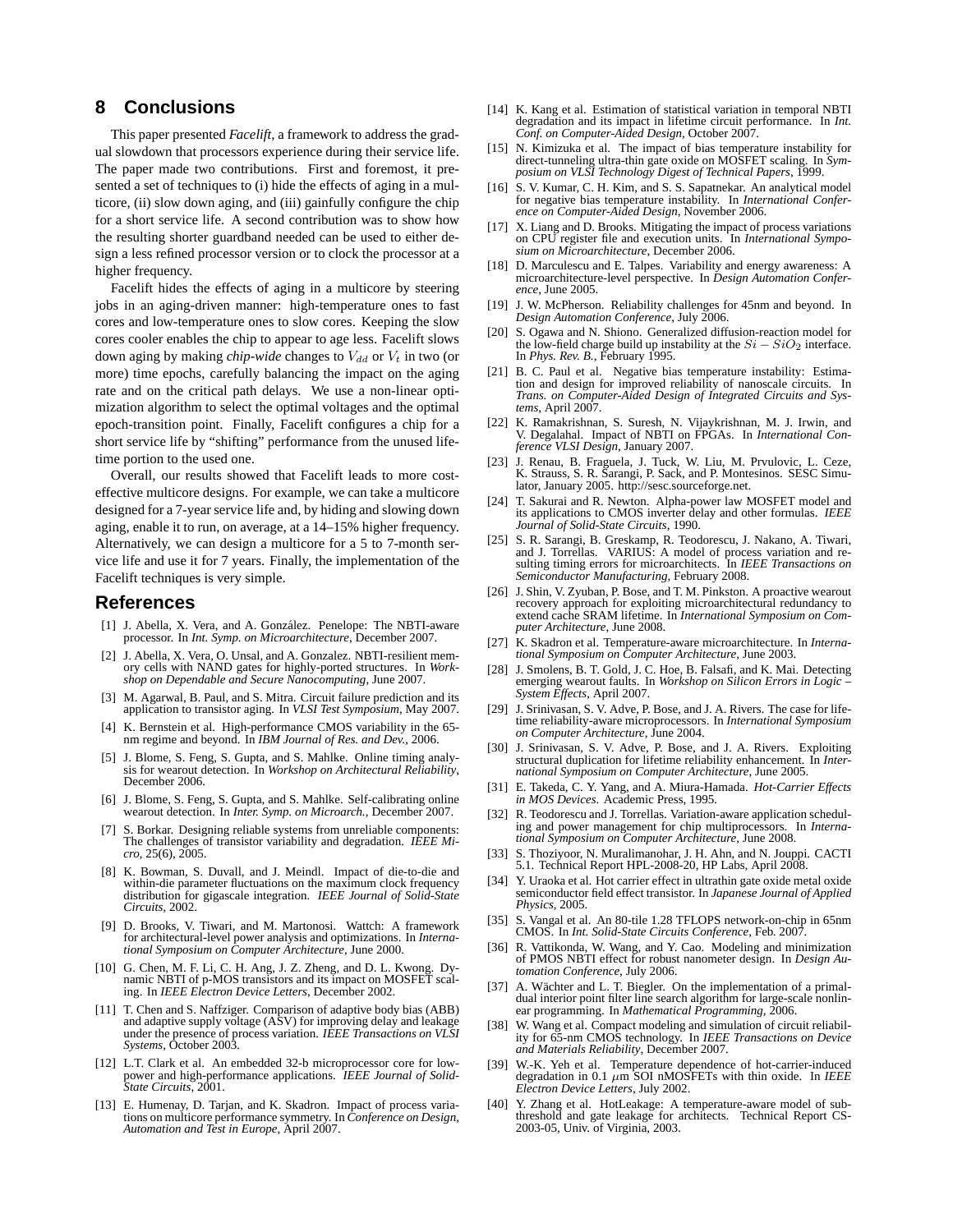## 8 Conclusions

This paper presented *Facelift*, a framework to address the gradual slowdown that processors experience during their service life. The paper made two contributions. First and foremost, it presented a set of techniques to (i) hide the effects of aging in a multicore, (ii) slow down aging, and (iii) gainfully configure the chip for a short service life. A second contribution was to show how the resulting shorter guardband needed can be used to either design a less refined processor version or to clock the processor at a higher frequency.

Facelift hides the effects of aging in a multicore by steering jobs in an aging-driven manner: high-temperature ones to fast cores and low-temperature ones to slow cores. Keeping the slow cores cooler enables the chip to appear to age less. Facelift slows down aging by making *chip-wide* changes to $V_{dd}$ or $V_t$ in two (or more) time epochs, carefully balancing the impact on the aging rate and on the critical path delays. We use a non-linear optimization algorithm to select the optimal voltages and the optimal epoch-transition point. Finally, Facelift configures a chip for a short service life by "shifting" performance from the unused lifetime portion to the used one.

Overall, our results showed that Facelift leads to more cost-effective multicore designs. For example, we can take a multicore designed for a 7-year service life and, by hiding and slowing down aging, enable it to run, on average, at a 14–15% higher frequency. Alternatively, we can design a multicore for a 5 to 7-month service life and use it for 7 years. Finally, the implementation of the Facelift techniques is very simple.

## References

[1] J. Abella, X. Vera, and A. González. Penelope: The NBTI-aware processor. In *Int. Symp. on Microarchitecture*, December 2007.

[2] J. Abella, X. Vera, O. Unsal, and A. Gonzalez. NBTI-resilient memory cells with NAND gates for highly-ported structures. In *Workshop on Dependable and Secure Nanocomputing*, June 2007.

[3] M. Agarwal, B. Paul, and S. Mitra. Circuit failure prediction and its application to transistor aging. In *VLSI Test Symposium*, May 2007.

[4] K. Bernstein et al. High-performance CMOS variability in the 65-nm regime and beyond. In *IBM Journal of Res. and Dev.*, 2006.

[5] J. Blome, S. Feng, S. Gupta, and S. Mahlke. Online timing analysis for wearout detection. In *Workshop on Architectural Reliability*, December 2006.

[6] J. Blome, S. Feng, S. Gupta, and S. Mahlke. Self-calibrating online wearout detection. In *Inter. Symp. on Microarch.*, December 2007.

[7] S. Borkar. Designing reliable systems from unreliable components: The challenges of transistor variability and degradation. *IEEE Micro*, 25(6), 2005.

[8] K. Bowman, S. Duvall, and J. Meindl. Impact of die-to-die and within-die parameter fluctuations on the maximum clock frequency distribution for gigascale integration. *IEEE Journal of Solid-State Circuits*, 2002.

[9] D. Brooks, V. Tiwari, and M. Martonosi. Wattch: A framework for architectural-level power analysis and optimizations. In *International Symposium on Computer Architecture*, June 2000.

[10] G. Chen, M. F. Li, C. H. Ang, J. Z. Zheng, and D. L. Kwong. Dynamic NBTI of p-MOS transistors and its impact on MOSFET scaling. In *IEEE Electron Device Letters*, December 2002.

[11] T. Chen and S. Naffziger. Comparison of adaptive body bias (ABB) and adaptive supply voltage (ASV) for improving delay and leakage under the presence of process variation. *IEEE Transactions on VLSI Systems*, October 2003.

[12] L.T. Clark et al. An embedded 32-b microprocessor core for low-power and high-performance applications. *IEEE Journal of Solid-State Circuits*, 2001.

[13] E. Humenay, D. Tarjan, and K. Skadron. Impact of process variations on multicore performance symmetry. In *Conference on Design, Automation and Test in Europe*, April 2007.

[14] K. Kang et al. Estimation of statistical variation in temporal NBTI degradation and its impact in lifetime circuit performance. In *Int. Conf. on Computer-Aided Design*, October 2007.

[15] N. Kimizuka et al. The impact of bias temperature instability for direct-tunneling ultra-thin gate oxide on MOSFET scaling. In *Symposium on VLSI Technology Digest of Technical Papers*, 1999.

[16] S. V. Kumar, C. H. Kim, and S. S. Sapatnekar. An analytical model for negative bias temperature instability. In *International Conference on Computer-Aided Design*, November 2006.

[17] X. Liang and D. Brooks. Mitigating the impact of process variations on CPU register file and execution units. In *International Symposium on Microarchitecture*, December 2006.

[18] D. Marculescu and E. Talpes. Variability and energy awareness: A microarchitecture-level perspective. In *Design Automation Conference*, June 2005.

[19] J. W. McPherson. Reliability challenges for 45nm and beyond. In *Design Automation Conference*, July 2006.

[20] S. Ogawa and N. Shiono. Generalized diffusion-reaction model for the low-field charge build up instability at the $Si - SiO_2$ interface. In *Phys. Rev. B.*, February 1995.

[21] B. C. Paul et al. Negative bias temperature instability: Estimation and design for improved reliability of nanoscale circuits. In *Trans. on Computer-Aided Design of Integrated Circuits and Systems*, April 2007.

[22] K. Ramakrishnan, S. Suresh, N. Vijaykrishnan, M. J. Irwin, and V. Degalahal. Impact of NBTI on FPGAs. In *International Conference VLSI Design*, January 2007.

[23] J. Renau, B. Fraguela, J. Tuck, W. Liu, M. Prvulovic, L. Ceze, K. Strauss, S. R. Sarangi, P. Sack, and P. Montesinos. SESC Simulator, January 2005. http://sesc.sourceforge.net.

[24] T. Sakurai and R. Newton. Alpha-power law MOSFET model and its applications to CMOS inverter delay and other formulas. *IEEE Journal of Solid-State Circuits*, 1990.

[25] S. R. Sarangi, B. Greskamp, R. Teodorescu, J. Nakano, A. Tiwari, and J. Torrellas. VARIUS: A model of process variation and resulting timing errors for microarchitects. In *IEEE Transactions on Semiconductor Manufacturing*, February 2008.

[26] J. Shin, V. Zyuban, P. Bose, and T. M. Pinkston. A proactive wearout recovery approach for exploiting microarchitectural redundancy to extend cache SRAM lifetime. In *International Symposium on Computer Architecture*, June 2008.

[27] K. Skadron et al. Temperature-aware microarchitecture. In *International Symposium on Computer Architecture*, June 2003.

[28] J. Smolens, B. T. Gold, J. C. Hoe, B. Falsafi, and K. Mai. Detecting emerging wearout faults. In *Workshop on Silicon Errors in Logic – System Effects*, April 2007.

[29] J. Srinivasan, S. V. Adve, P. Bose, and J. A. Rivers. The case for lifetime reliability-aware microprocessors. In *International Symposium on Computer Architecture*, June 2004.

[30] J. Srinivasan, S. V. Adve, P. Bose, and J. A. Rivers. Exploiting structural duplication for lifetime reliability enhancement. In *International Symposium on Computer Architecture*, June 2005.

[31] E. Takeda, C. Y. Yang, and A. Miura-Hamada. *Hot-Carrier Effects in MOS Devices*. Academic Press, 1995.

[32] R. Teodorescu and J. Torrellas. Variation-aware application scheduling and power management for chip multiprocessors. In *International Symposium on Computer Architecture*, June 2008.

[33] S. Thoziyoor, N. Muralimanohar, J. H. Ahn, and N. Jouppi. CACTI 5.1. Technical Report HPL-2008-20, HP Labs, April 2008.

[34] Y. Uraoka et al. Hot carrier effect in ultrathin gate oxide metal oxide semiconductor field effect transistor. In *Japanese Journal of Applied Physics*, 2005.

[35] S. Vangal et al. An 80-tile 1.28 TFLOPS network-on-chip in 65nm CMOS. In *Int. Solid-State Circuits Conference*, Feb. 2007.

[36] R. Vattikonda, W. Wang, and Y. Cao. Modeling and minimization of PMOS NBTI effect for robust nanometer design. In *Design Automation Conference*, July 2006.

[37] A. Wächter and L. T. Biegler. On the implementation of a primal-dual interior point filter line search algorithm for large-scale nonlinear programming. In *Mathematical Programming*, 2006.

[38] W. Wang et al. Compact modeling and simulation of circuit reliability for 65-nm CMOS technology. In *IEEE Transactions on Device and Materials Reliability*, December 2007.

[39] W.-K. Yeh et al. Temperature dependence of hot-carrier-induced degradation in 0.1 $\mu$m SOI nMOSFETs with thin oxide. In *IEEE Electron Device Letters*, July 2002.

[40] Y. Zhang et al. HotLeakage: A temperature-aware model of subthreshold and gate leakage for architects. Technical Report CS-2003-05, Univ. of Virginia, 2003.